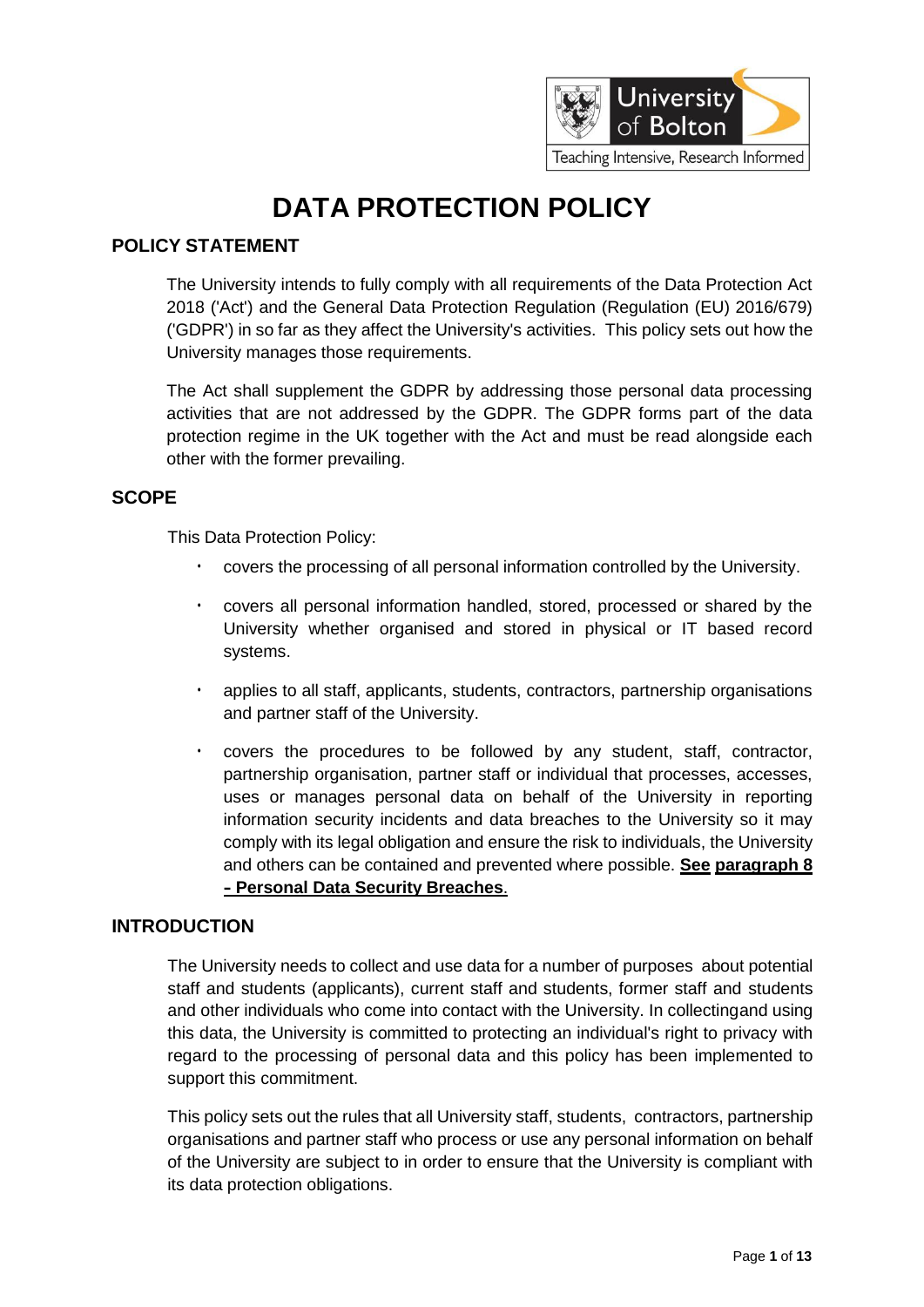# DATA PROTECTION POLICY

## POLICY STATEMENT

The University intends to fully comply with all requirements of the Data Protection Act 2018 ('Act') and the General Data Protection Regulation (Regulation (EU) 2016/679) ('GDPR') in so far as they affect the University's activities. This policy sets out how the University manages those requirements.

The Act shall supplement the GDPR by addressing those personal data processing activities that are not addressed by the GDPR. The GDPR forms part of the data protection regime in the UK together with the Act and must be read alongside each other with the former prevailing.

## SCOPE

This Data Protection Policy:

- covers the processing of all personal information controlled by the University.
- covers all personal information handled, stored, processed or shared by the University whether organised and stored in physical or IT based record systems.
- applies to all staff, applicants, students, contractors, partnership organisations and partner staff of the University.
- covers the procedures to be followed by any student, staff, contractor, partnership organisation, partner staff or individual that processes, accesses, uses or manages personal data on behalf of the University in reporting information security incidents and data breaches to the University so it may comply with its legal obligation and ensure the risk to individuals, the University and others can be contained and prevented where possible. **See paragraph 8 - Personal Data Security Breaches**.

## INTRODUCTION

The University needs to collect and use data for a number of purposes about potential staff and students (applicants), current staff and students, former staff and students and other individuals who come into contact with the University. In collectingand using this data, the University is committed to protecting an individual's right to privacy with regard to the processing of personal data and this policy has been implemented to support this commitment.

This policy sets out the rules that all University staff, students, contractors, partnership organisations and partner staff who process or use any personal information on behalf of the University are subject to in order to ensure that the University is compliant with its data protection obligations.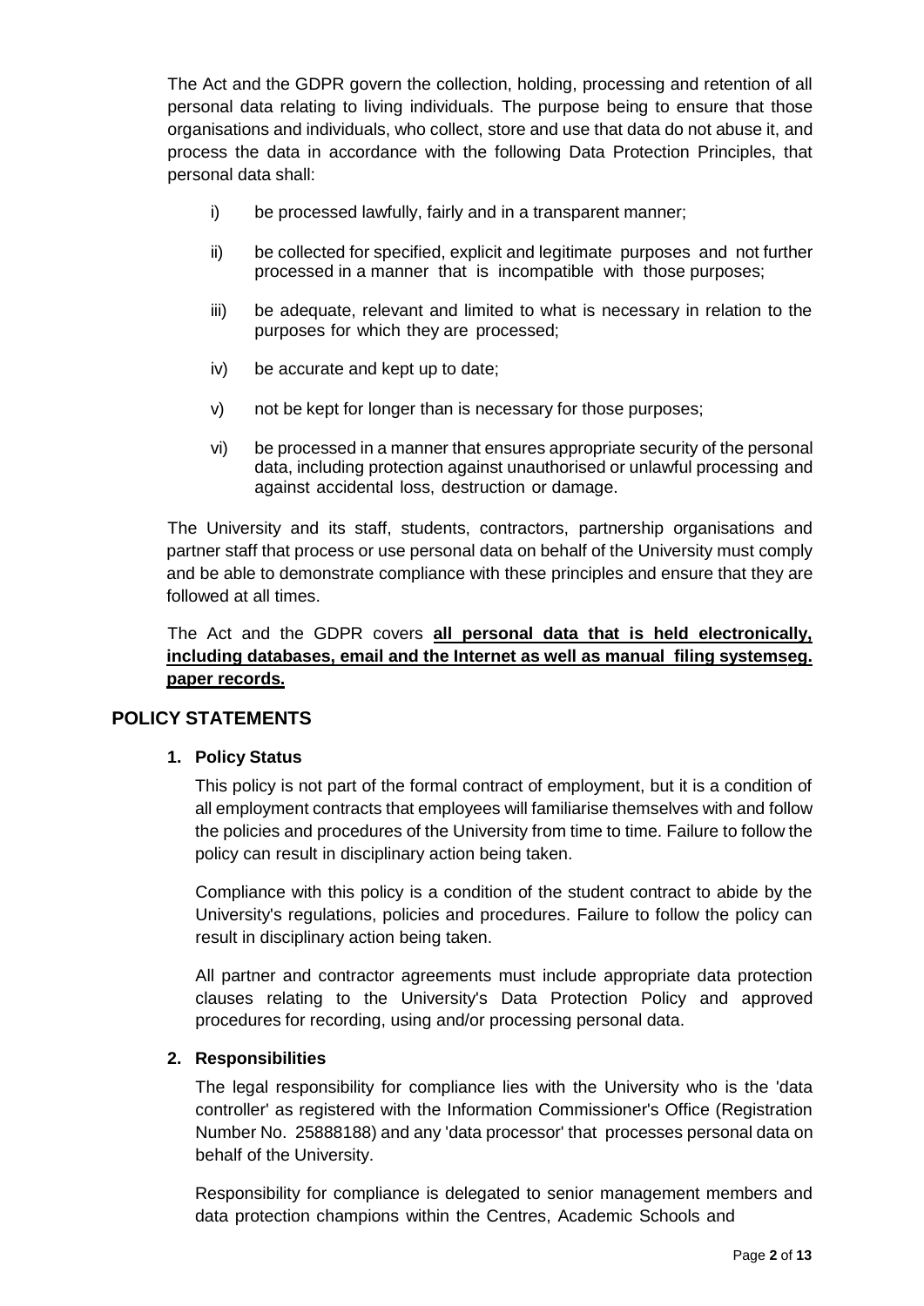The Act and the GDPR govern the collection, holding, processing and retention of all personal data relating to living individuals. The purpose being to ensure that those organisations and individuals, who collect, store and use that data do not abuse it, and process the data in accordance with the following Data Protection Principles, that personal data shall:

i) be processed lawfully, fairly and in a transparent manner;

ii) be collected for specified, explicit and legitimate purposes and not further processed in a manner that is incompatible with those purposes;

iii) be adequate, relevant and limited to what is necessary in relation to the purposes for which they are processed;

iv) be accurate and kept up to date;

v) not be kept for longer than is necessary for those purposes;

vi) be processed in a manner that ensures appropriate security of the personal data, including protection against unauthorised or unlawful processing and against accidental loss, destruction or damage.

The University and its staff, students, contractors, partnership organisations and partner staff that process or use personal data on behalf of the University must comply and be able to demonstrate compliance with these principles and ensure that they are followed at all times.

The Act and the GDPR covers **all personal data that is held electronically, including databases, email and the Internet as well as manual filing systemseg. paper records.**

## POLICY STATEMENTS

### 1. Policy Status

This policy is not part of the formal contract of employment, but it is a condition of all employment contracts that employees will familiarise themselves with and follow the policies and procedures of the University from time to time. Failure to follow the policy can result in disciplinary action being taken.

Compliance with this policy is a condition of the student contract to abide by the University's regulations, policies and procedures. Failure to follow the policy can result in disciplinary action being taken.

All partner and contractor agreements must include appropriate data protection clauses relating to the University's Data Protection Policy and approved procedures for recording, using and/or processing personal data.

### 2. Responsibilities

The legal responsibility for compliance lies with the University who is the 'data controller' as registered with the Information Commissioner's Office (Registration Number No. 25888188) and any 'data processor' that processes personal data on behalf of the University.

Responsibility for compliance is delegated to senior management members and data protection champions within the Centres, Academic Schools and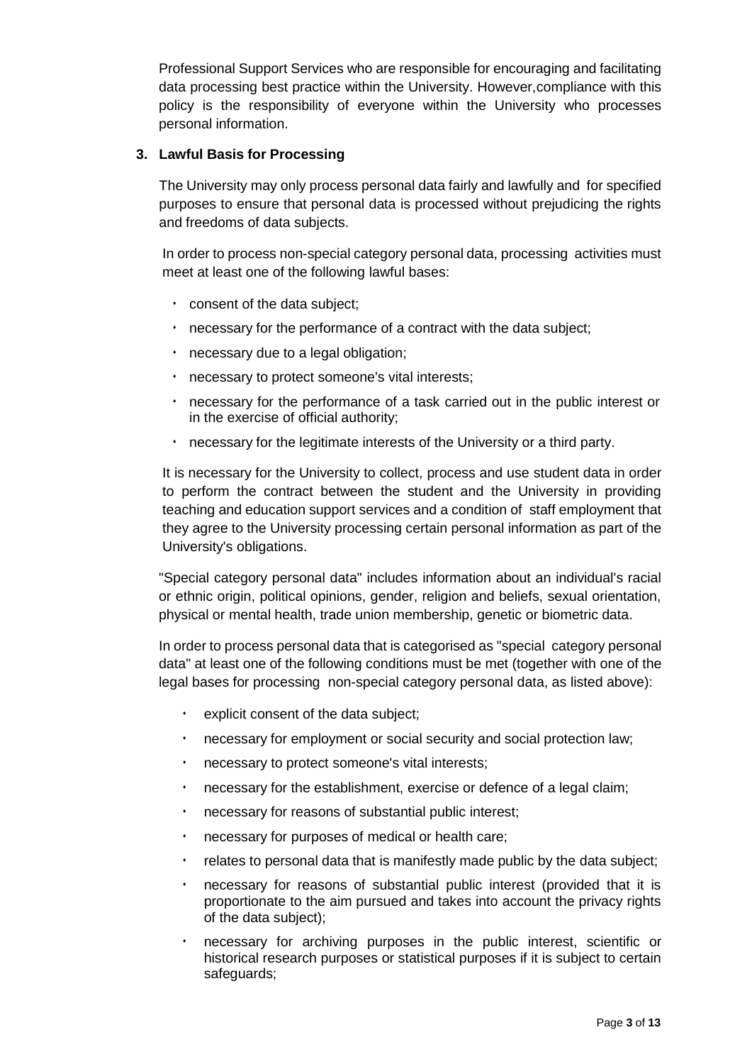Professional Support Services who are responsible for encouraging and facilitating data processing best practice within the University. However,compliance with this policy is the responsibility of everyone within the University who processes personal information.

## 3. Lawful Basis for Processing

The University may only process personal data fairly and lawfully and for specified purposes to ensure that personal data is processed without prejudicing the rights and freedoms of data subjects.

In order to process non-special category personal data, processing activities must meet at least one of the following lawful bases:

- consent of the data subject;
- necessary for the performance of a contract with the data subject;
- necessary due to a legal obligation;
- necessary to protect someone's vital interests;
- necessary for the performance of a task carried out in the public interest or in the exercise of official authority;
- necessary for the legitimate interests of the University or a third party.

It is necessary for the University to collect, process and use student data in order to perform the contract between the student and the University in providing teaching and education support services and a condition of staff employment that they agree to the University processing certain personal information as part of the University's obligations.

"Special category personal data" includes information about an individual's racial or ethnic origin, political opinions, gender, religion and beliefs, sexual orientation, physical or mental health, trade union membership, genetic or biometric data.

In order to process personal data that is categorised as "special category personal data" at least one of the following conditions must be met (together with one of the legal bases for processing non-special category personal data, as listed above):

- explicit consent of the data subject;
- necessary for employment or social security and social protection law;
- necessary to protect someone's vital interests;
- necessary for the establishment, exercise or defence of a legal claim;
- necessary for reasons of substantial public interest;
- necessary for purposes of medical or health care;
- relates to personal data that is manifestly made public by the data subject;
- necessary for reasons of substantial public interest (provided that it is proportionate to the aim pursued and takes into account the privacy rights of the data subject);
- necessary for archiving purposes in the public interest, scientific or historical research purposes or statistical purposes if it is subject to certain safeguards;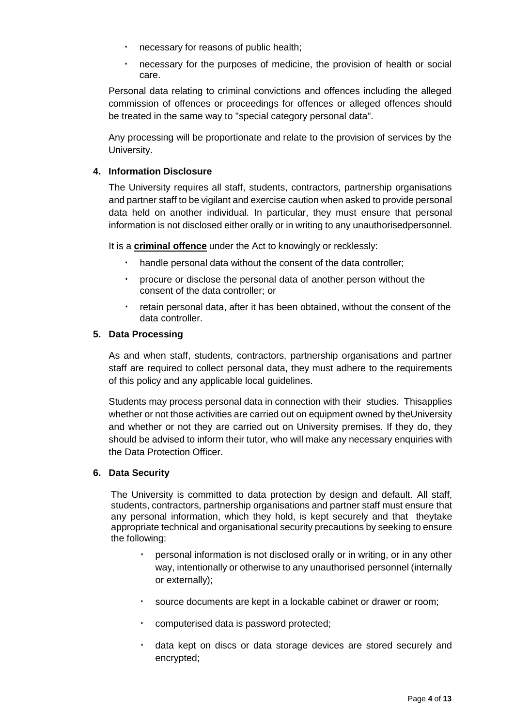- necessary for reasons of public health;
- necessary for the purposes of medicine, the provision of health or social care.

Personal data relating to criminal convictions and offences including the alleged commission of offences or proceedings for offences or alleged offences should be treated in the same way to "special category personal data".

Any processing will be proportionate and relate to the provision of services by the University.

## 4. Information Disclosure

The University requires all staff, students, contractors, partnership organisations and partner staff to be vigilant and exercise caution when asked to provide personal data held on another individual. In particular, they must ensure that personal information is not disclosed either orally or in writing to any unauthorisedpersonnel.

It is a **criminal offence** under the Act to knowingly or recklessly:

- handle personal data without the consent of the data controller;
- procure or disclose the personal data of another person without the consent of the data controller; or
- retain personal data, after it has been obtained, without the consent of the data controller.

## 5. Data Processing

As and when staff, students, contractors, partnership organisations and partner staff are required to collect personal data, they must adhere to the requirements of this policy and any applicable local guidelines.

Students may process personal data in connection with their studies. Thisapplies whether or not those activities are carried out on equipment owned by theUniversity and whether or not they are carried out on University premises. If they do, they should be advised to inform their tutor, who will make any necessary enquiries with the Data Protection Officer.

## 6. Data Security

The University is committed to data protection by design and default. All staff, students, contractors, partnership organisations and partner staff must ensure that any personal information, which they hold, is kept securely and that theytake appropriate technical and organisational security precautions by seeking to ensure the following:

- personal information is not disclosed orally or in writing, or in any other way, intentionally or otherwise to any unauthorised personnel (internally or externally);
- source documents are kept in a lockable cabinet or drawer or room;
- computerised data is password protected;
- data kept on discs or data storage devices are stored securely and encrypted;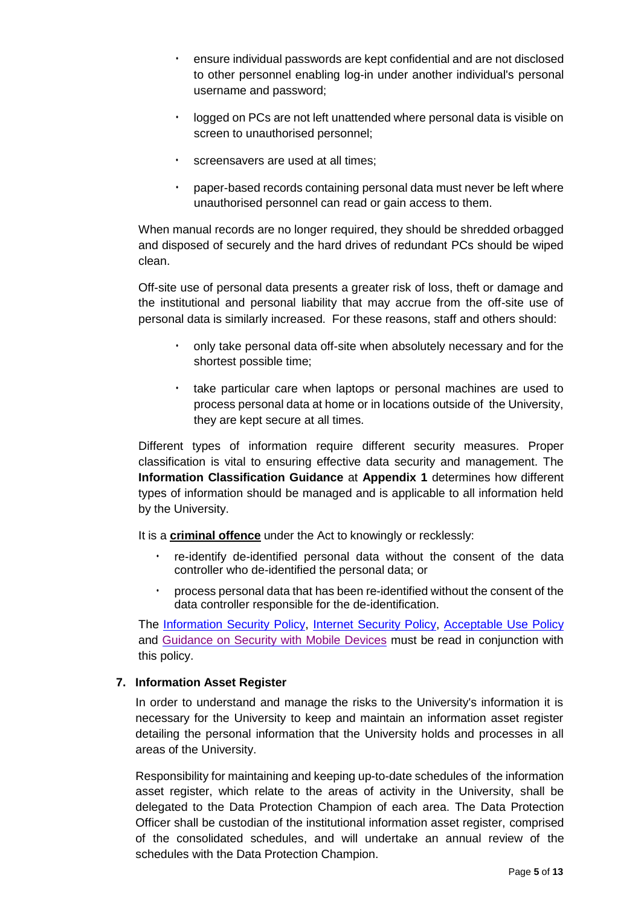- ensure individual passwords are kept confidential and are not disclosed to other personnel enabling log-in under another individual's personal username and password;
- logged on PCs are not left unattended where personal data is visible on screen to unauthorised personnel;
- screensavers are used at all times;
- paper-based records containing personal data must never be left where unauthorised personnel can read or gain access to them.

When manual records are no longer required, they should be shredded orbagged and disposed of securely and the hard drives of redundant PCs should be wiped clean.

Off-site use of personal data presents a greater risk of loss, theft or damage and the institutional and personal liability that may accrue from the off-site use of personal data is similarly increased. For these reasons, staff and others should:

- only take personal data off-site when absolutely necessary and for the shortest possible time;
- take particular care when laptops or personal machines are used to process personal data at home or in locations outside of the University, they are kept secure at all times.

Different types of information require different security measures. Proper classification is vital to ensuring effective data security and management. The **Information Classification Guidance** at **Appendix 1** determines how different types of information should be managed and is applicable to all information held by the University.

It is a **criminal offence** under the Act to knowingly or recklessly:

- re-identify de-identified personal data without the consent of the data controller who de-identified the personal data; or
- process personal data that has been re-identified without the consent of the data controller responsible for the de-identification.

The Information Security Policy, Internet Security Policy, Acceptable Use Policy and Guidance on Security with Mobile Devices must be read in conjunction with this policy.

## 7. Information Asset Register

In order to understand and manage the risks to the University's information it is necessary for the University to keep and maintain an information asset register detailing the personal information that the University holds and processes in all areas of the University.

Responsibility for maintaining and keeping up-to-date schedules of the information asset register, which relate to the areas of activity in the University, shall be delegated to the Data Protection Champion of each area. The Data Protection Officer shall be custodian of the institutional information asset register, comprised of the consolidated schedules, and will undertake an annual review of the schedules with the Data Protection Champion.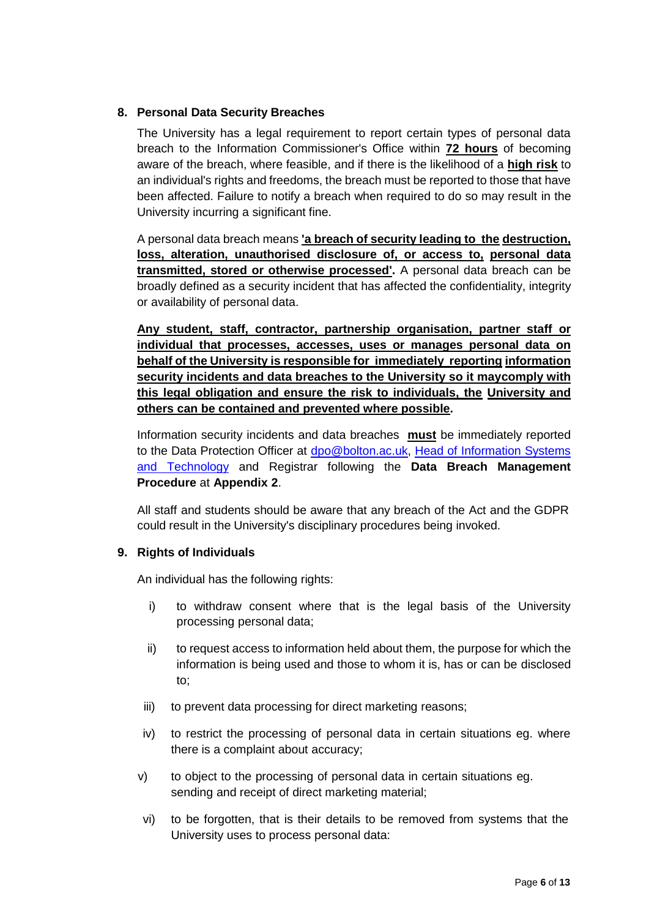## 8. Personal Data Security Breaches

The University has a legal requirement to report certain types of personal data breach to the Information Commissioner's Office within **72 hours** of becoming aware of the breach, where feasible, and if there is the likelihood of a **high risk** to an individual's rights and freedoms, the breach must be reported to those that have been affected. Failure to notify a breach when required to do so may result in the University incurring a significant fine.

A personal data breach means **'a breach of security leading to the destruction, loss, alteration, unauthorised disclosure of, or access to, personal data transmitted, stored or otherwise processed'.** A personal data breach can be broadly defined as a security incident that has affected the confidentiality, integrity or availability of personal data.

**Any student, staff, contractor, partnership organisation, partner staff or individual that processes, accesses, uses or manages personal data on behalf of the University is responsible for immediately reporting information security incidents and data breaches to the University so it maycomply with this legal obligation and ensure the risk to individuals, the University and others can be contained and prevented where possible.**

Information security incidents and data breaches **must** be immediately reported to the Data Protection Officer at dpo@bolton.ac.uk, Head of Information Systems and Technology and Registrar following the **Data Breach Management Procedure** at **Appendix 2**.

All staff and students should be aware that any breach of the Act and the GDPR could result in the University's disciplinary procedures being invoked.

## 9. Rights of Individuals

An individual has the following rights:

i) to withdraw consent where that is the legal basis of the University processing personal data;

ii) to request access to information held about them, the purpose for which the information is being used and those to whom it is, has or can be disclosed to;

iii) to prevent data processing for direct marketing reasons;

iv) to restrict the processing of personal data in certain situations eg. where there is a complaint about accuracy;

v) to object to the processing of personal data in certain situations eg. sending and receipt of direct marketing material;

vi) to be forgotten, that is their details to be removed from systems that the University uses to process personal data: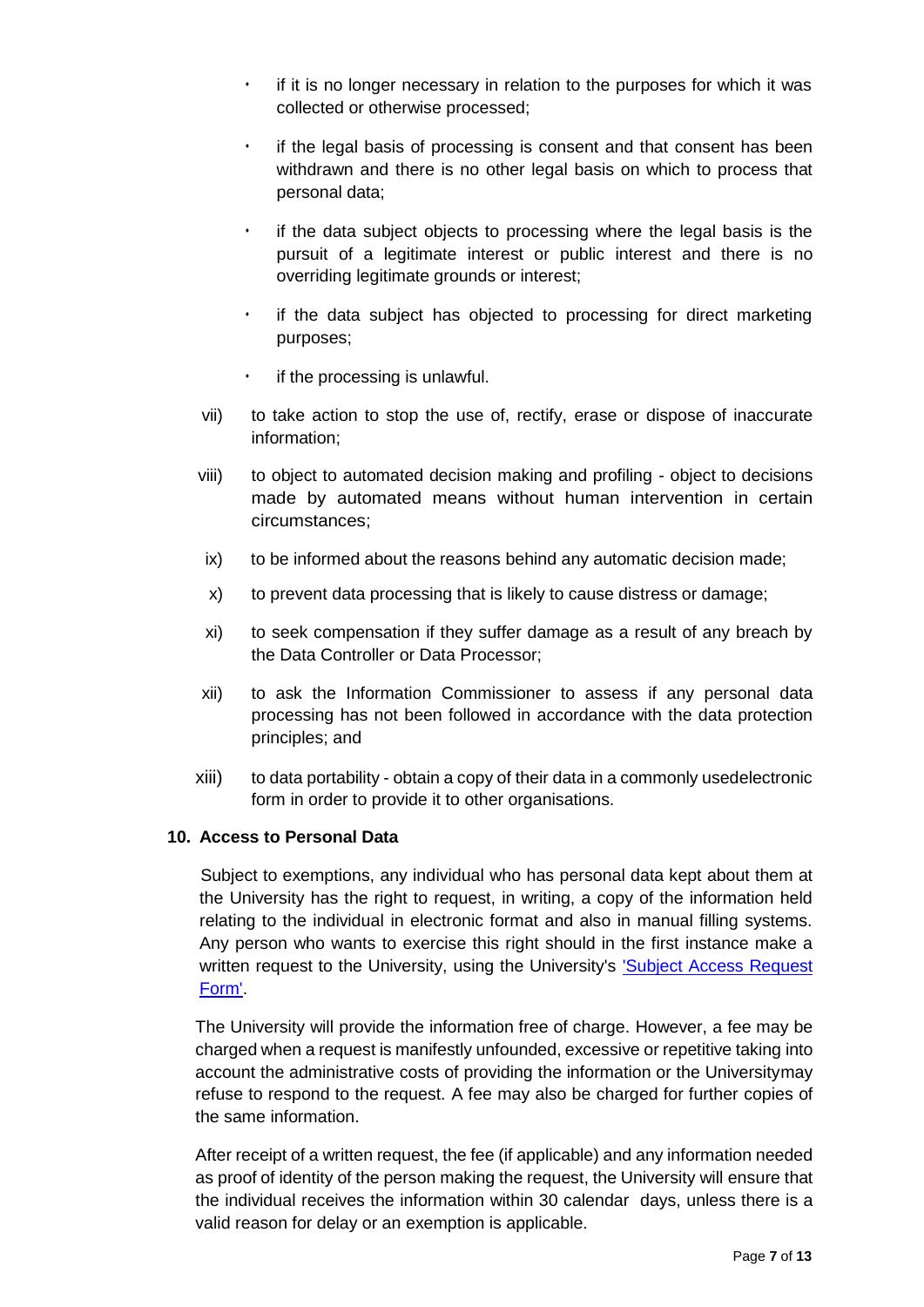- if it is no longer necessary in relation to the purposes for which it was collected or otherwise processed;
- if the legal basis of processing is consent and that consent has been withdrawn and there is no other legal basis on which to process that personal data;
- if the data subject objects to processing where the legal basis is the pursuit of a legitimate interest or public interest and there is no overriding legitimate grounds or interest;
- if the data subject has objected to processing for direct marketing purposes;
- if the processing is unlawful.

vii) to take action to stop the use of, rectify, erase or dispose of inaccurate information;

viii) to object to automated decision making and profiling - object to decisions made by automated means without human intervention in certain circumstances;

ix) to be informed about the reasons behind any automatic decision made;

x) to prevent data processing that is likely to cause distress or damage;

xi) to seek compensation if they suffer damage as a result of any breach by the Data Controller or Data Processor;

xii) to ask the Information Commissioner to assess if any personal data processing has not been followed in accordance with the data protection principles; and

xiii) to data portability - obtain a copy of their data in a commonly usedelectronic form in order to provide it to other organisations.

## 10. Access to Personal Data

Subject to exemptions, any individual who has personal data kept about them at the University has the right to request, in writing, a copy of the information held relating to the individual in electronic format and also in manual filling systems. Any person who wants to exercise this right should in the first instance make a written request to the University, using the University's 'Subject Access Request Form'.

The University will provide the information free of charge. However, a fee may be charged when a request is manifestly unfounded, excessive or repetitive taking into account the administrative costs of providing the information or the Universitymay refuse to respond to the request. A fee may also be charged for further copies of the same information.

After receipt of a written request, the fee (if applicable) and any information needed as proof of identity of the person making the request, the University will ensure that the individual receives the information within 30 calendar days, unless there is a valid reason for delay or an exemption is applicable.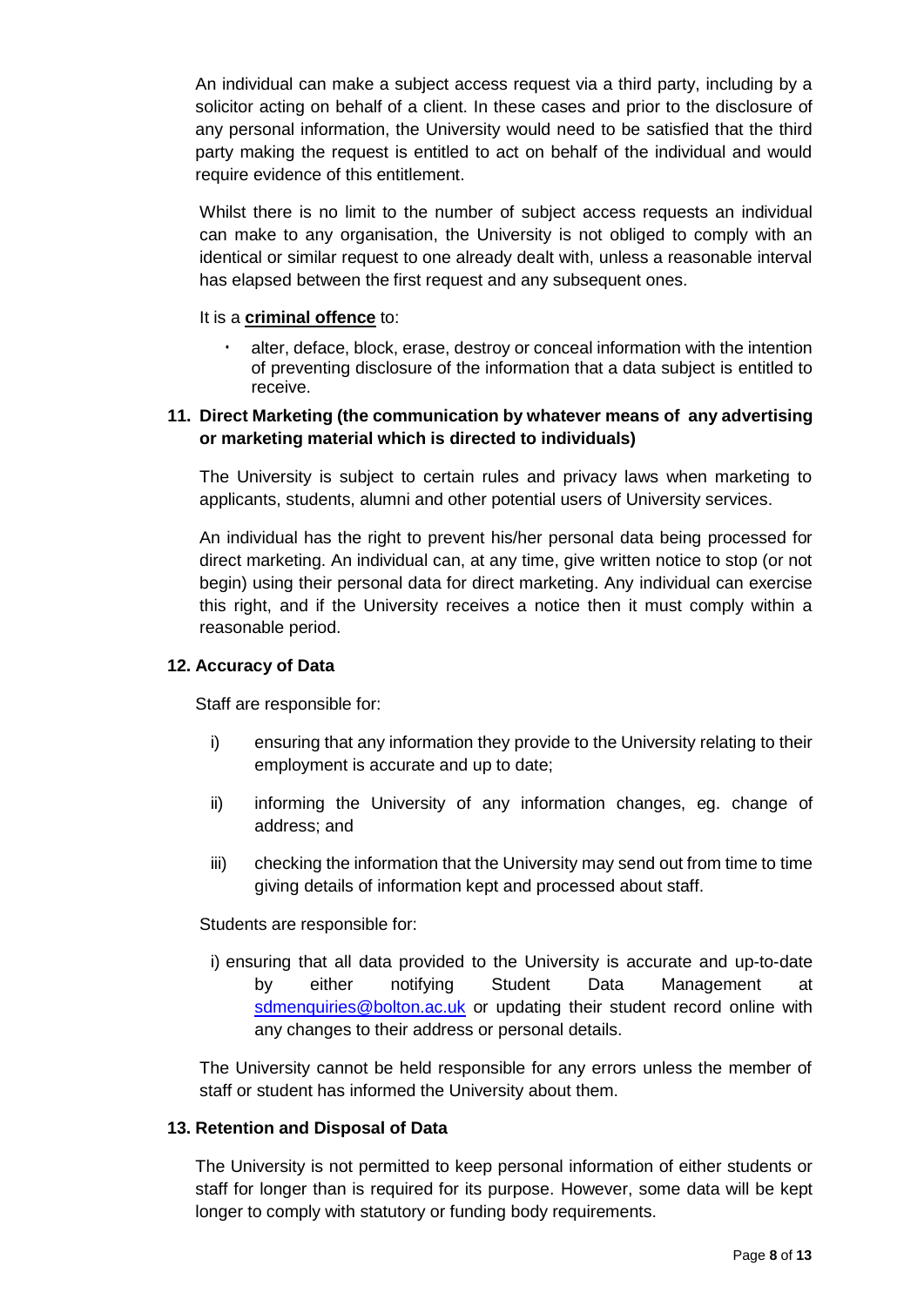An individual can make a subject access request via a third party, including by a solicitor acting on behalf of a client. In these cases and prior to the disclosure of any personal information, the University would need to be satisfied that the third party making the request is entitled to act on behalf of the individual and would require evidence of this entitlement.

Whilst there is no limit to the number of subject access requests an individual can make to any organisation, the University is not obliged to comply with an identical or similar request to one already dealt with, unless a reasonable interval has elapsed between the first request and any subsequent ones.

It is a **criminal offence** to:

- alter, deface, block, erase, destroy or conceal information with the intention of preventing disclosure of the information that a data subject is entitled to receive.

## 11. Direct Marketing (the communication by whatever means of any advertising or marketing material which is directed to individuals)

The University is subject to certain rules and privacy laws when marketing to applicants, students, alumni and other potential users of University services.

An individual has the right to prevent his/her personal data being processed for direct marketing. An individual can, at any time, give written notice to stop (or not begin) using their personal data for direct marketing. Any individual can exercise this right, and if the University receives a notice then it must comply within a reasonable period.

## 12. Accuracy of Data

Staff are responsible for:

i) ensuring that any information they provide to the University relating to their employment is accurate and up to date;

ii) informing the University of any information changes, eg. change of address; and

iii) checking the information that the University may send out from time to time giving details of information kept and processed about staff.

Students are responsible for:

i) ensuring that all data provided to the University is accurate and up-to-date by either notifying Student Data Management at sdmenquiries@bolton.ac.uk or updating their student record online with any changes to their address or personal details.

The University cannot be held responsible for any errors unless the member of staff or student has informed the University about them.

## 13. Retention and Disposal of Data

The University is not permitted to keep personal information of either students or staff for longer than is required for its purpose. However, some data will be kept longer to comply with statutory or funding body requirements.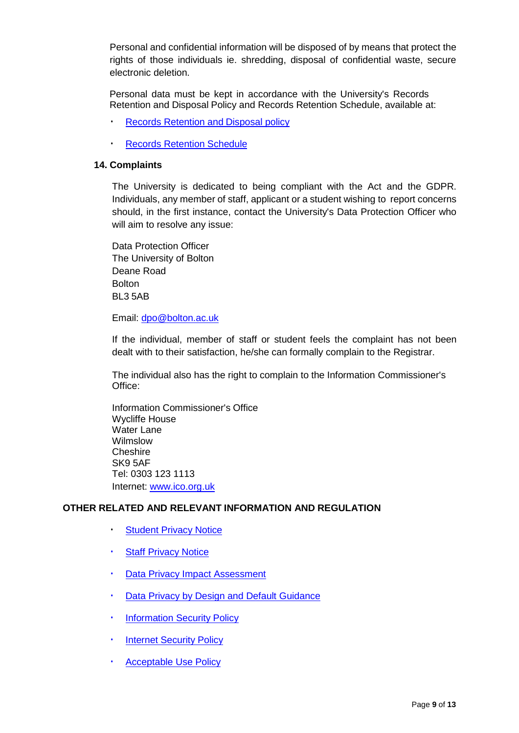Personal and confidential information will be disposed of by means that protect the rights of those individuals ie. shredding, disposal of confidential waste, secure electronic deletion.

Personal data must be kept in accordance with the University's Records Retention and Disposal Policy and Records Retention Schedule, available at:

- Records Retention and Disposal policy
- Records Retention Schedule

## 14. Complaints

The University is dedicated to being compliant with the Act and the GDPR. Individuals, any member of staff, applicant or a student wishing to report concerns should, in the first instance, contact the University's Data Protection Officer who will aim to resolve any issue:

Data Protection Officer  
The University of Bolton  
Deane Road  
Bolton  
BL3 5AB

Email: dpo@bolton.ac.uk

If the individual, member of staff or student feels the complaint has not been dealt with to their satisfaction, he/she can formally complain to the Registrar.

The individual also has the right to complain to the Information Commissioner's Office:

Information Commissioner's Office  
Wycliffe House  
Water Lane  
Wilmslow  
Cheshire  
SK9 5AF  
Tel: 0303 123 1113  
Internet: www.ico.org.uk

## OTHER RELATED AND RELEVANT INFORMATION AND REGULATION

- Student Privacy Notice
- Staff Privacy Notice
- Data Privacy Impact Assessment
- Data Privacy by Design and Default Guidance
- Information Security Policy
- Internet Security Policy
- Acceptable Use Policy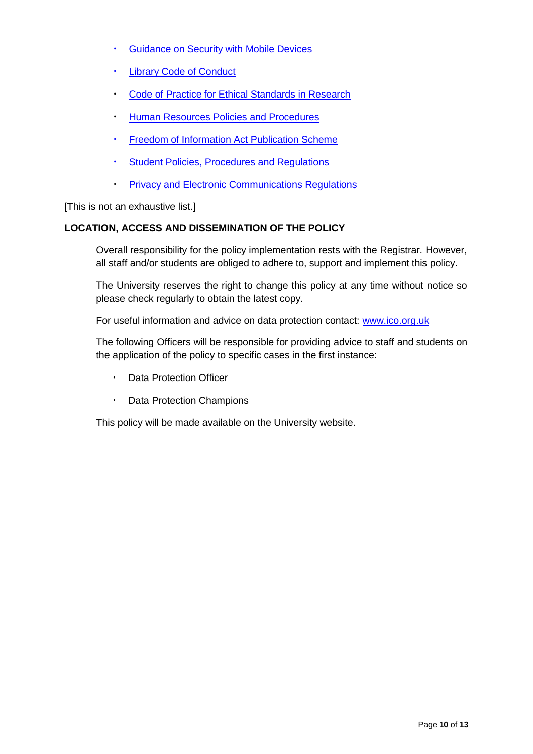- Guidance on Security with Mobile Devices
- Library Code of Conduct
- Code of Practice for Ethical Standards in Research
- Human Resources Policies and Procedures
- Freedom of Information Act Publication Scheme
- Student Policies, Procedures and Regulations
- Privacy and Electronic Communications Regulations

[This is not an exhaustive list.]

**LOCATION, ACCESS AND DISSEMINATION OF THE POLICY**

Overall responsibility for the policy implementation rests with the Registrar. However, all staff and/or students are obliged to adhere to, support and implement this policy.

The University reserves the right to change this policy at any time without notice so please check regularly to obtain the latest copy.

For useful information and advice on data protection contact: www.ico.org.uk

The following Officers will be responsible for providing advice to staff and students on the application of the policy to specific cases in the first instance:

- Data Protection Officer
- Data Protection Champions

This policy will be made available on the University website.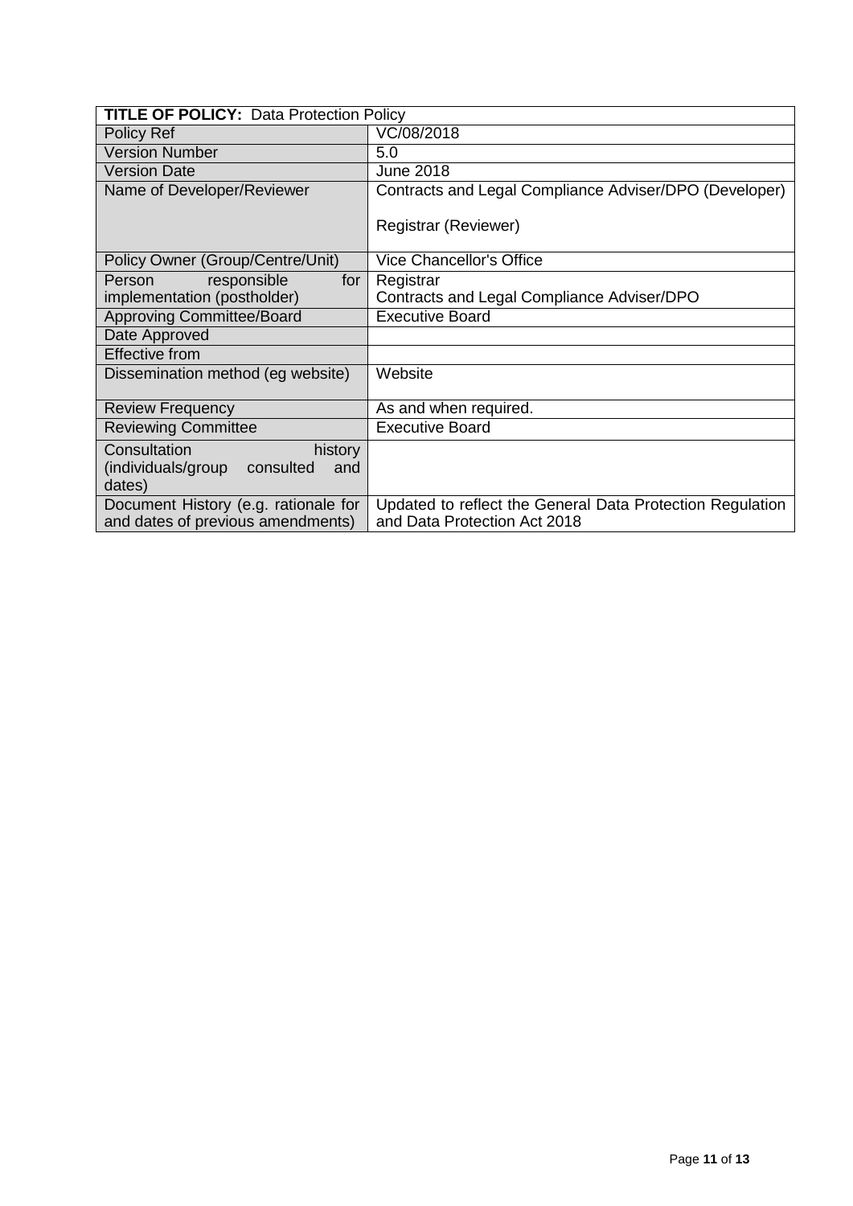| **TITLE OF POLICY:** Data Protection Policy | |
|---|---|
| Policy Ref | VC/08/2018 |
| Version Number | 5.0 |
| Version Date | June 2018 |
| Name of Developer/Reviewer | Contracts and Legal Compliance Adviser/DPO (Developer)<br><br>Registrar (Reviewer) |
| Policy Owner (Group/Centre/Unit) | Vice Chancellor's Office |
| Person responsible for implementation (postholder) | Registrar<br>Contracts and Legal Compliance Adviser/DPO |
| Approving Committee/Board | Executive Board |
| Date Approved | |
| Effective from | |
| Dissemination method (eg website) | Website |
| Review Frequency | As and when required. |
| Reviewing Committee | Executive Board |
| Consultation history (individuals/group consulted and dates) | |
| Document History (e.g. rationale for and dates of previous amendments) | Updated to reflect the General Data Protection Regulation and Data Protection Act 2018 |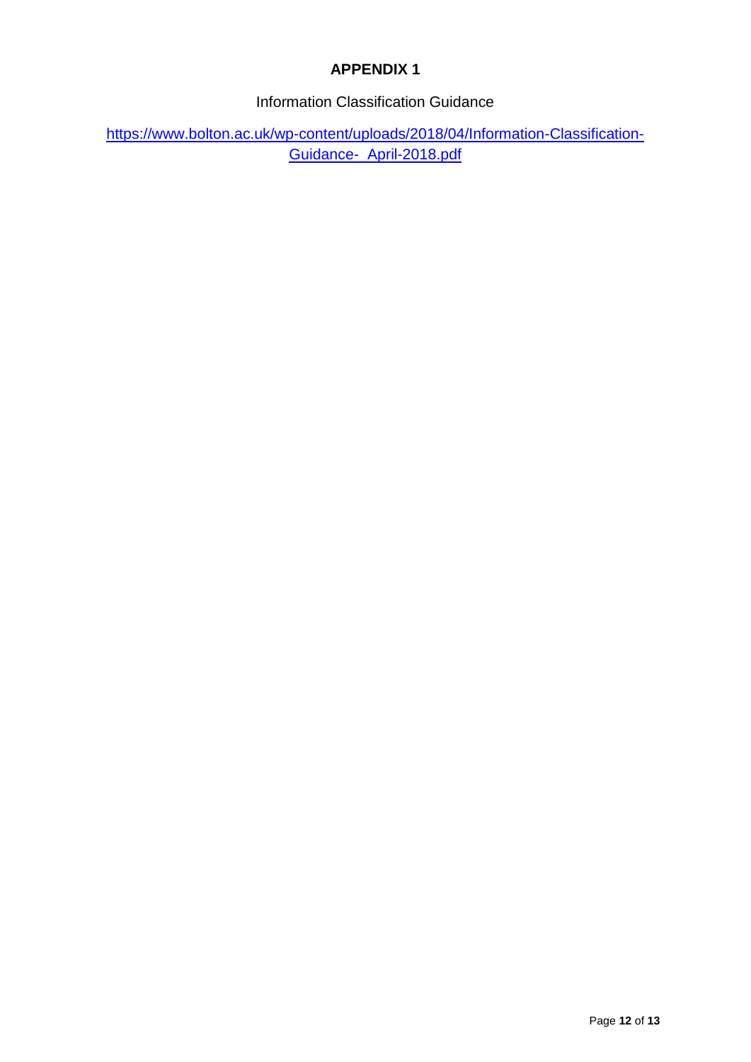# APPENDIX 1

Information Classification Guidance

https://www.bolton.ac.uk/wp-content/uploads/2018/04/Information-Classification-Guidance-_April-2018.pdf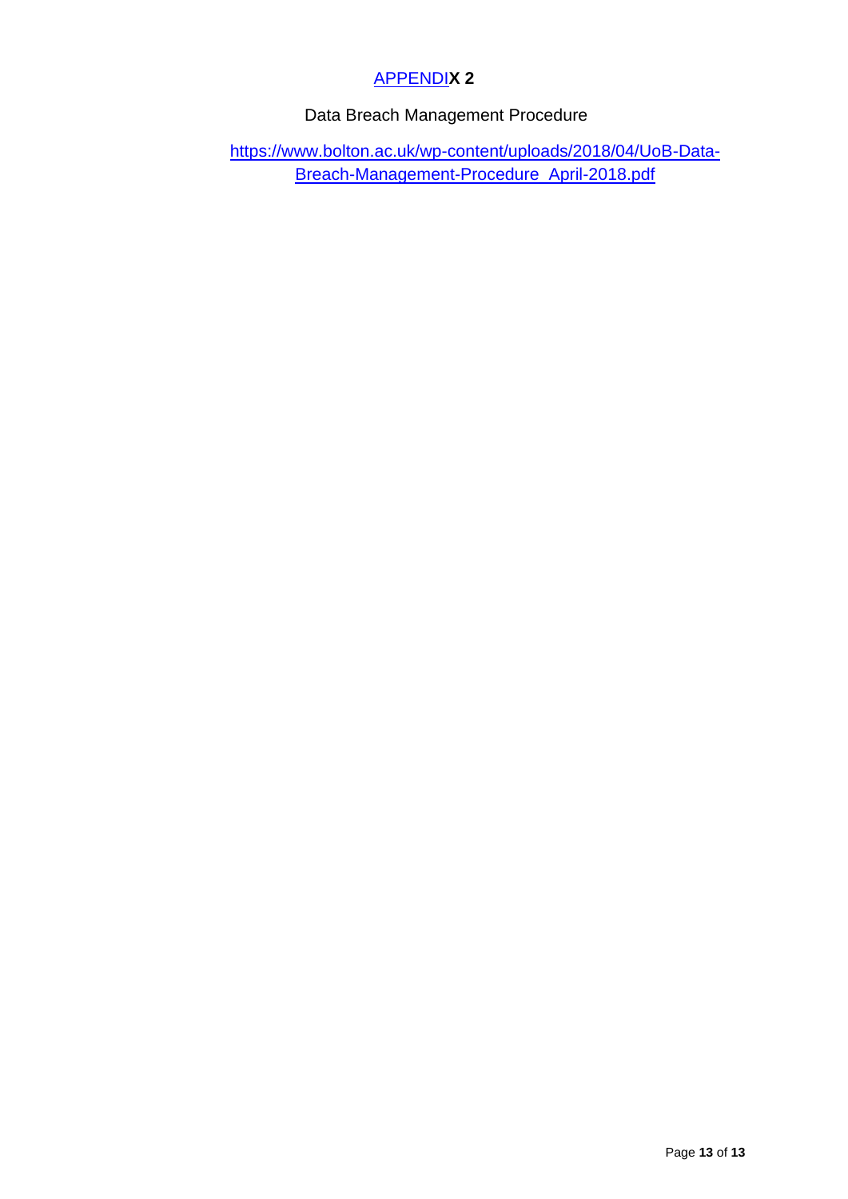## APPENDIX 2

Data Breach Management Procedure

https://www.bolton.ac.uk/wp-content/uploads/2018/04/UoB-Data-Breach-Management-Procedure_April-2018.pdf